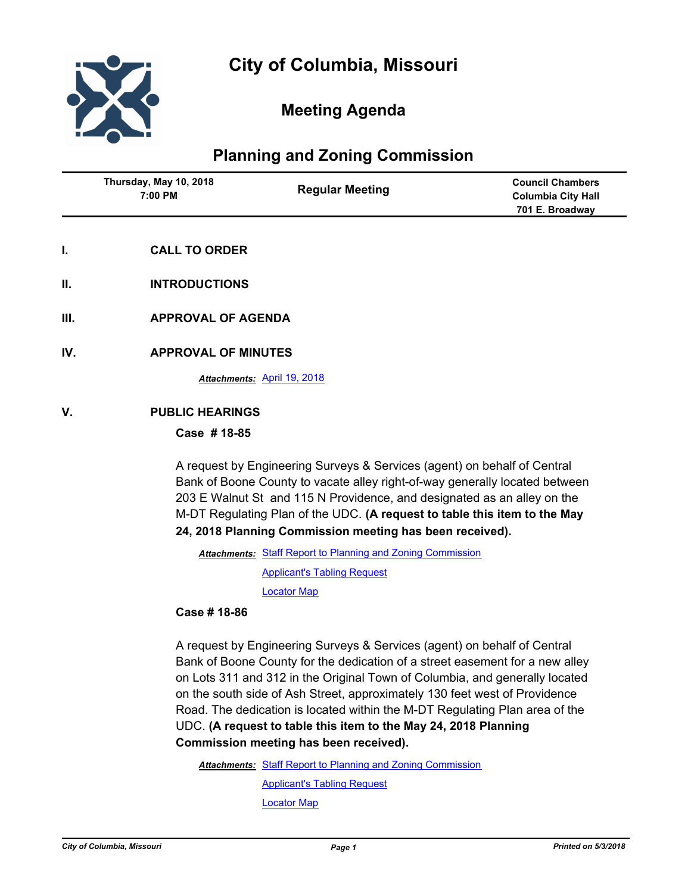# City of Columbia, Missouri

## Meeting Agenda

## Planning and Zoning Commission

| Thursday, May 10, 2018 7:00 PM | Regular Meeting | Council Chambers Columbia City Hall 701 E. Broadway |
|---|---|---|

**I. CALL TO ORDER**

**II. INTRODUCTIONS**

**III. APPROVAL OF AGENDA**

**IV. APPROVAL OF MINUTES**

***Attachments:*** April 19, 2018

**V. PUBLIC HEARINGS**

**Case # 18-85**

A request by Engineering Surveys & Services (agent) on behalf of Central Bank of Boone County to vacate alley right-of-way generally located between 203 E Walnut St and 115 N Providence, and designated as an alley on the M-DT Regulating Plan of the UDC. **(A request to table this item to the May 24, 2018 Planning Commission meeting has been received).**

***Attachments:*** Staff Report to Planning and Zoning Commission
Applicant's Tabling Request
Locator Map

**Case # 18-86**

A request by Engineering Surveys & Services (agent) on behalf of Central Bank of Boone County for the dedication of a street easement for a new alley on Lots 311 and 312 in the Original Town of Columbia, and generally located on the south side of Ash Street, approximately 130 feet west of Providence Road. The dedication is located within the M-DT Regulating Plan area of the UDC. **(A request to table this item to the May 24, 2018 Planning Commission meeting has been received).**

***Attachments:*** Staff Report to Planning and Zoning Commission
Applicant's Tabling Request
Locator Map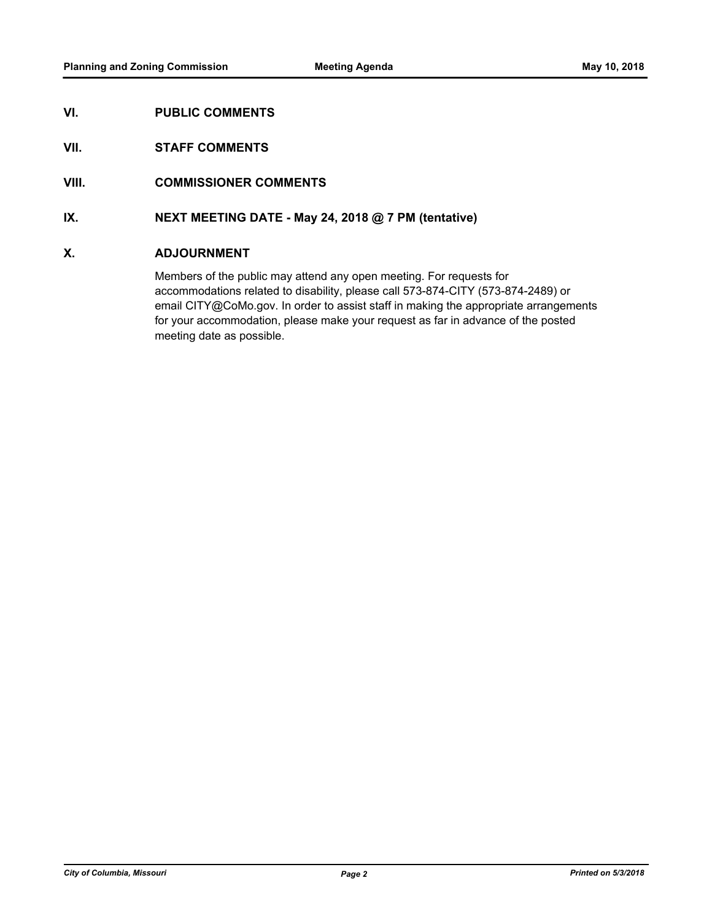## VI. PUBLIC COMMENTS

## VII. STAFF COMMENTS

## VIII. COMMISSIONER COMMENTS

## IX. NEXT MEETING DATE - May 24, 2018 @ 7 PM (tentative)

## X. ADJOURNMENT

Members of the public may attend any open meeting. For requests for accommodations related to disability, please call 573-874-CITY (573-874-2489) or email CITY@CoMo.gov. In order to assist staff in making the appropriate arrangements for your accommodation, please make your request as far in advance of the posted meeting date as possible.